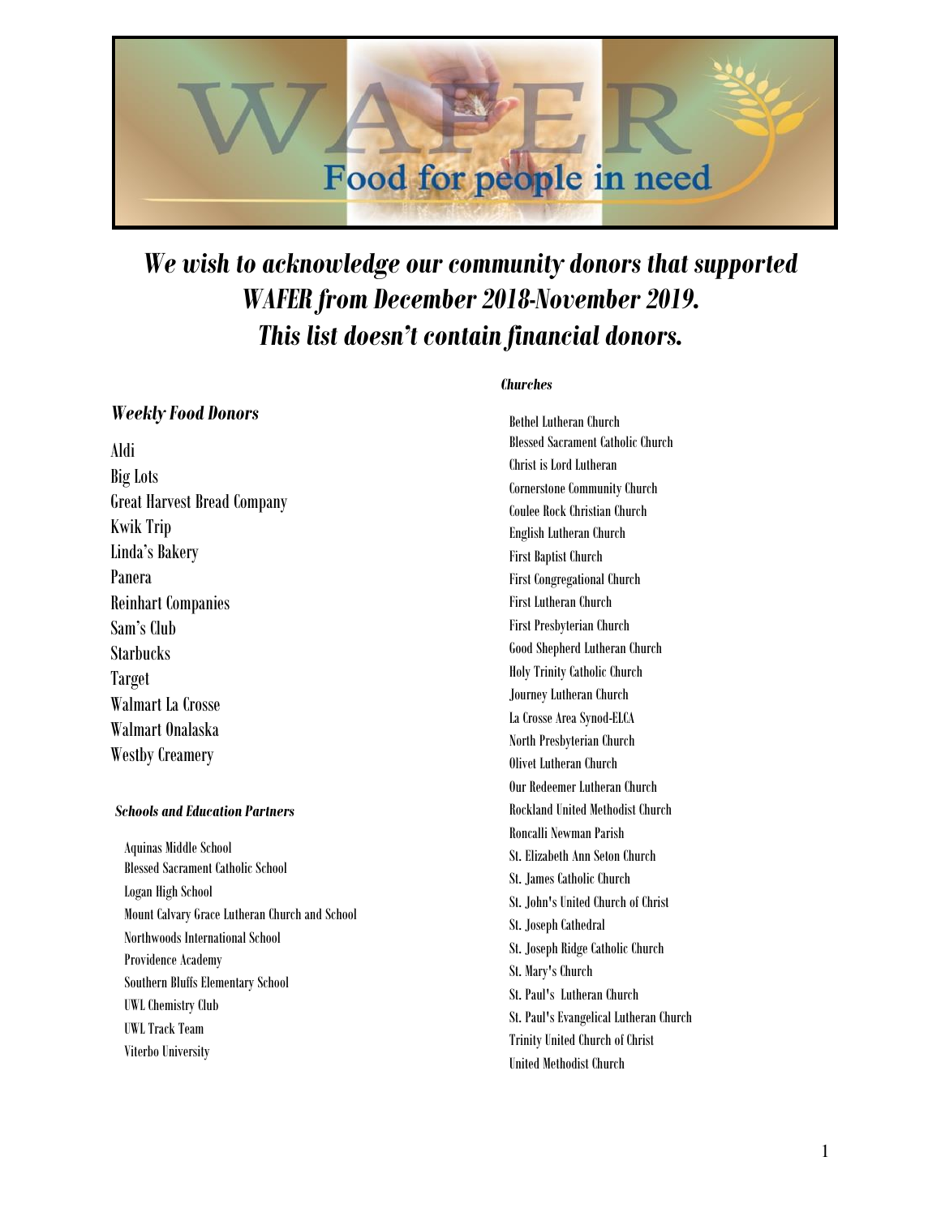# WAFER

Food for people in need

## *We wish to acknowledge our community donors that supported WAFER from December 2018-November 2019. This list doesn't contain financial donors.*

### *Weekly Food Donors*

Aldi
Big Lots
Great Harvest Bread Company
Kwik Trip
Linda's Bakery
Panera
Reinhart Companies
Sam's Club
Starbucks
Target
Walmart La Crosse
Walmart Onalaska
Westby Creamery

### *Schools and Education Partners*

Aquinas Middle School
Blessed Sacrament Catholic School
Logan High School
Mount Calvary Grace Lutheran Church and School
Northwoods International School
Providence Academy
Southern Bluffs Elementary School
UWL Chemistry Club
UWL Track Team
Viterbo University

### *Churches*

Bethel Lutheran Church
Blessed Sacrament Catholic Church
Christ is Lord Lutheran
Cornerstone Community Church
Coulee Rock Christian Church
English Lutheran Church
First Baptist Church
First Congregational Church
First Lutheran Church
First Presbyterian Church
Good Shepherd Lutheran Church
Holy Trinity Catholic Church
Journey Lutheran Church
La Crosse Area Synod-ELCA
North Presbyterian Church
Olivet Lutheran Church
Our Redeemer Lutheran Church
Rockland United Methodist Church
Roncalli Newman Parish
St. Elizabeth Ann Seton Church
St. James Catholic Church
St. John's United Church of Christ
St. Joseph Cathedral
St. Joseph Ridge Catholic Church
St. Mary's Church
St. Paul's Lutheran Church
St. Paul's Evangelical Lutheran Church
Trinity United Church of Christ
United Methodist Church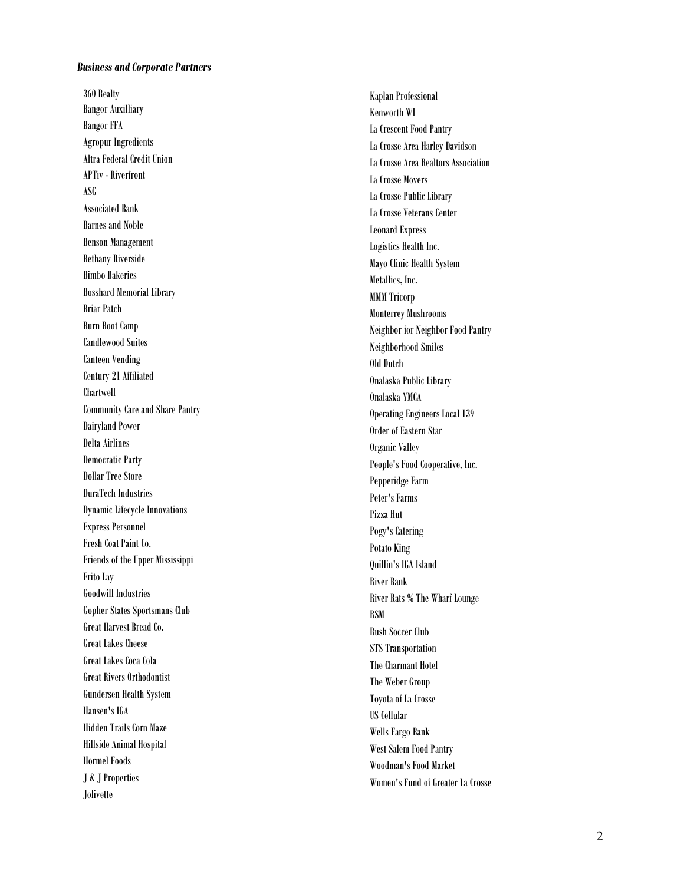***Business and Corporate Partners***

360 Realty
Bangor Auxilliary
Bangor FFA
Agropur Ingredients
Altra Federal Credit Union
APTiv - Riverfront
ASG
Associated Bank
Barnes and Noble
Benson Management
Bethany Riverside
Bimbo Bakeries
Bosshard Memorial Library
Briar Patch
Burn Boot Camp
Candlewood Suites
Canteen Vending
Century 21 Affiliated
Chartwell
Community Care and Share Pantry
Dairyland Power
Delta Airlines
Democratic Party
Dollar Tree Store
DuraTech Industries
Dynamic Lifecycle Innovations
Express Personnel
Fresh Coat Paint Co.
Friends of the Upper Mississippi
Frito Lay
Goodwill Industries
Gopher States Sportsmans Club
Great Harvest Bread Co.
Great Lakes Cheese
Great Lakes Coca Cola
Great Rivers Orthodontist
Gundersen Health System
Hansen's IGA
Hidden Trails Corn Maze
Hillside Animal Hospital
Hormel Foods
J & J Properties
Jolivette
Kaplan Professional
Kenworth WI
La Crescent Food Pantry
La Crosse Area Harley Davidson
La Crosse Area Realtors Association
La Crosse Movers
La Crosse Public Library
La Crosse Veterans Center
Leonard Express
Logistics Health Inc.
Mayo Clinic Health System
Metallics, Inc.
MMM Tricorp
Monterrey Mushrooms
Neighbor for Neighbor Food Pantry
Neighborhood Smiles
Old Dutch
Onalaska Public Library
Onalaska YMCA
Operating Engineers Local 139
Order of Eastern Star
Organic Valley
People's Food Cooperative, Inc.
Pepperidge Farm
Peter's Farms
Pizza Hut
Pogy's Catering
Potato King
Quillin's IGA Island
River Bank
River Rats % The Wharf Lounge
RSM
Rush Soccer Club
STS Transportation
The Charmant Hotel
The Weber Group
Toyota of La Crosse
US Cellular
Wells Fargo Bank
West Salem Food Pantry
Woodman's Food Market
Women's Fund of Greater La Crosse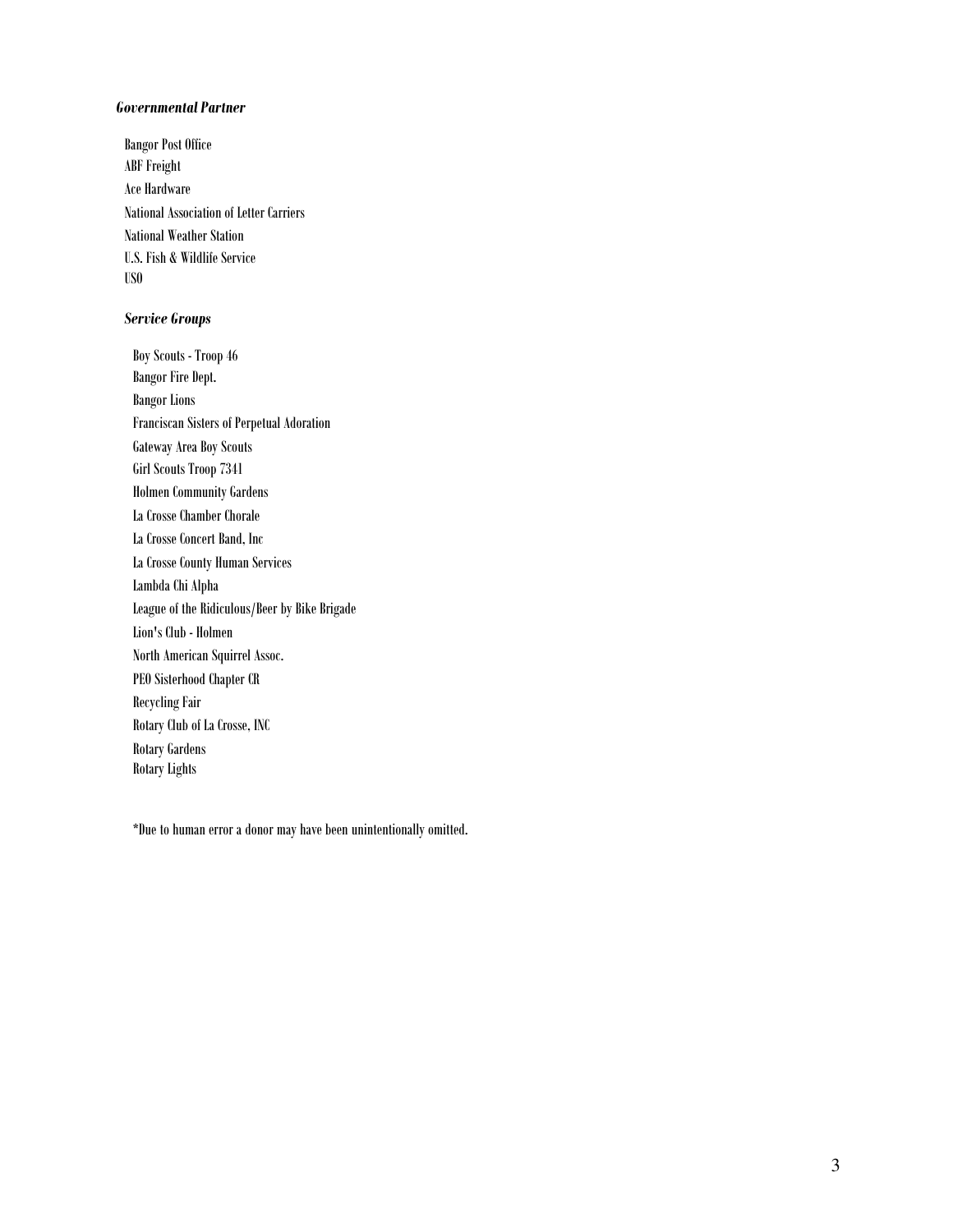***Governmental Partner***

Bangor Post Office
ABF Freight
Ace Hardware
National Association of Letter Carriers
National Weather Station
U.S. Fish & Wildlife Service
USO

***Service Groups***

Boy Scouts - Troop 46
Bangor Fire Dept.
Bangor Lions
Franciscan Sisters of Perpetual Adoration
Gateway Area Boy Scouts
Girl Scouts Troop 7341
Holmen Community Gardens
La Crosse Chamber Chorale
La Crosse Concert Band, Inc
La Crosse County Human Services
Lambda Chi Alpha
League of the Ridiculous/Beer by Bike Brigade
Lion's Club - Holmen
North American Squirrel Assoc.
PEO Sisterhood Chapter CR
Recycling Fair
Rotary Club of La Crosse, INC
Rotary Gardens
Rotary Lights

*Due to human error a donor may have been unintentionally omitted.